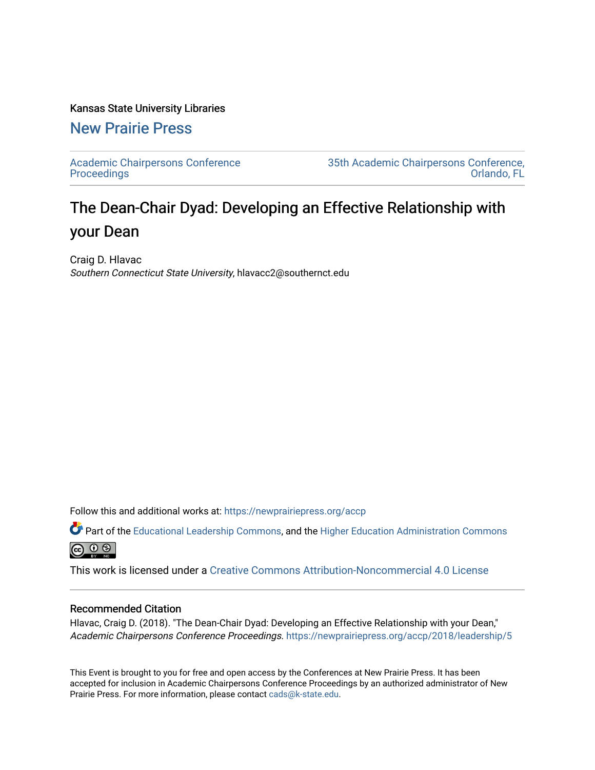Kansas State University Libraries

New Prairie Press

Academic Chairpersons Conference Proceedings

35th Academic Chairpersons Conference, Orlando, FL

# The Dean-Chair Dyad: Developing an Effective Relationship with your Dean

Craig D. Hlavac
*Southern Connecticut State University*, hlavacc2@southernct.edu

Follow this and additional works at: https://newprairiepress.org/accp

Part of the Educational Leadership Commons, and the Higher Education Administration Commons

This work is licensed under a Creative Commons Attribution-Noncommercial 4.0 License

## Recommended Citation

Hlavac, Craig D. (2018). "The Dean-Chair Dyad: Developing an Effective Relationship with your Dean," *Academic Chairpersons Conference Proceedings*. https://newprairiepress.org/accp/2018/leadership/5

This Event is brought to you for free and open access by the Conferences at New Prairie Press. It has been accepted for inclusion in Academic Chairpersons Conference Proceedings by an authorized administrator of New Prairie Press. For more information, please contact cads@k-state.edu.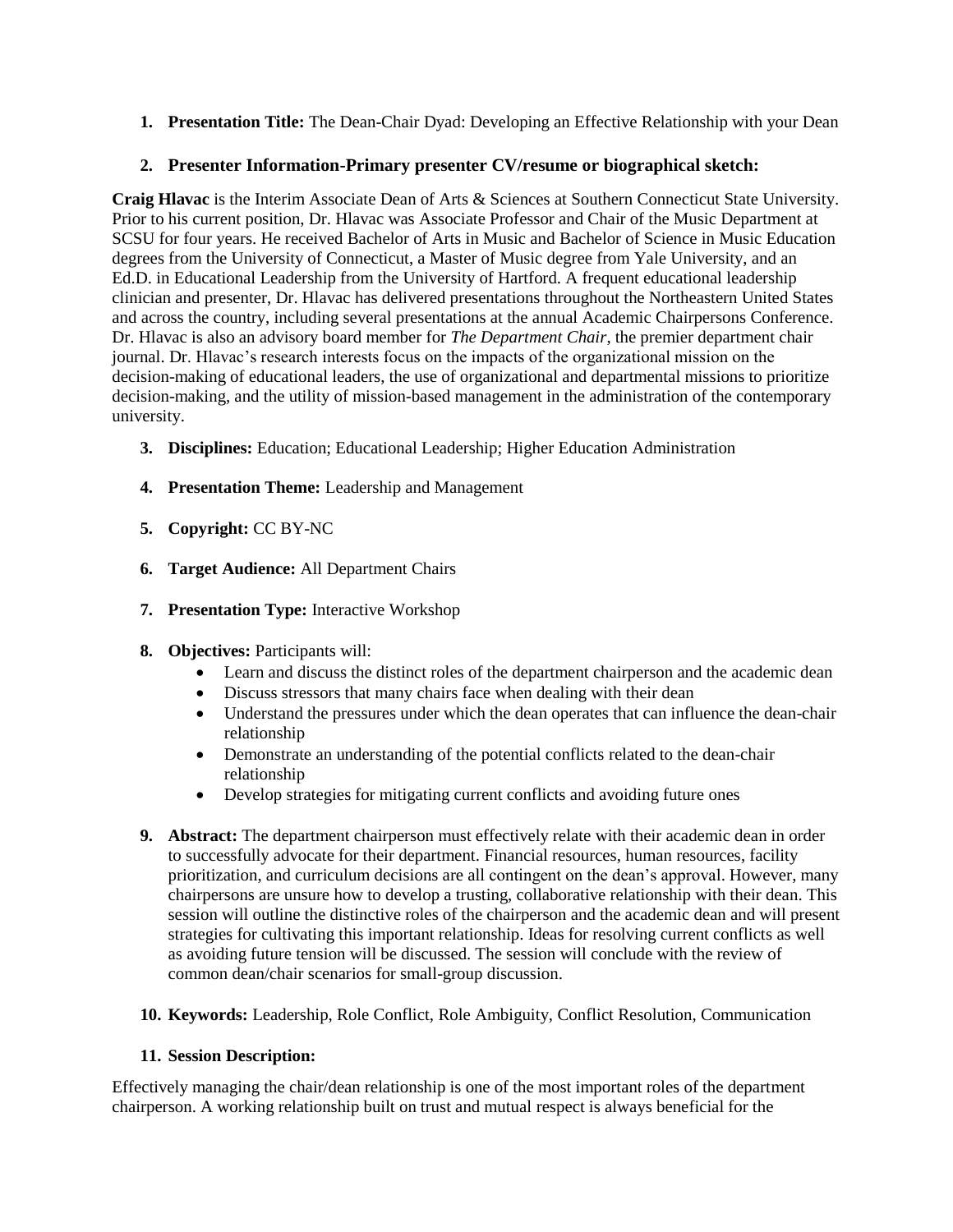1. **Presentation Title:** The Dean-Chair Dyad: Developing an Effective Relationship with your Dean

2. **Presenter Information-Primary presenter CV/resume or biographical sketch:**

**Craig Hlavac** is the Interim Associate Dean of Arts & Sciences at Southern Connecticut State University. Prior to his current position, Dr. Hlavac was Associate Professor and Chair of the Music Department at SCSU for four years. He received Bachelor of Arts in Music and Bachelor of Science in Music Education degrees from the University of Connecticut, a Master of Music degree from Yale University, and an Ed.D. in Educational Leadership from the University of Hartford. A frequent educational leadership clinician and presenter, Dr. Hlavac has delivered presentations throughout the Northeastern United States and across the country, including several presentations at the annual Academic Chairpersons Conference. Dr. Hlavac is also an advisory board member for *The Department Chair*, the premier department chair journal. Dr. Hlavac's research interests focus on the impacts of the organizational mission on the decision-making of educational leaders, the use of organizational and departmental missions to prioritize decision-making, and the utility of mission-based management in the administration of the contemporary university.

3. **Disciplines:** Education; Educational Leadership; Higher Education Administration

4. **Presentation Theme:** Leadership and Management

5. **Copyright:** CC BY-NC

6. **Target Audience:** All Department Chairs

7. **Presentation Type:** Interactive Workshop

8. **Objectives:** Participants will:
   - Learn and discuss the distinct roles of the department chairperson and the academic dean
   - Discuss stressors that many chairs face when dealing with their dean
   - Understand the pressures under which the dean operates that can influence the dean-chair relationship
   - Demonstrate an understanding of the potential conflicts related to the dean-chair relationship
   - Develop strategies for mitigating current conflicts and avoiding future ones

9. **Abstract:** The department chairperson must effectively relate with their academic dean in order to successfully advocate for their department. Financial resources, human resources, facility prioritization, and curriculum decisions are all contingent on the dean's approval. However, many chairpersons are unsure how to develop a trusting, collaborative relationship with their dean. This session will outline the distinctive roles of the chairperson and the academic dean and will present strategies for cultivating this important relationship. Ideas for resolving current conflicts as well as avoiding future tension will be discussed. The session will conclude with the review of common dean/chair scenarios for small-group discussion.

10. **Keywords:** Leadership, Role Conflict, Role Ambiguity, Conflict Resolution, Communication

11. **Session Description:**

Effectively managing the chair/dean relationship is one of the most important roles of the department chairperson. A working relationship built on trust and mutual respect is always beneficial for the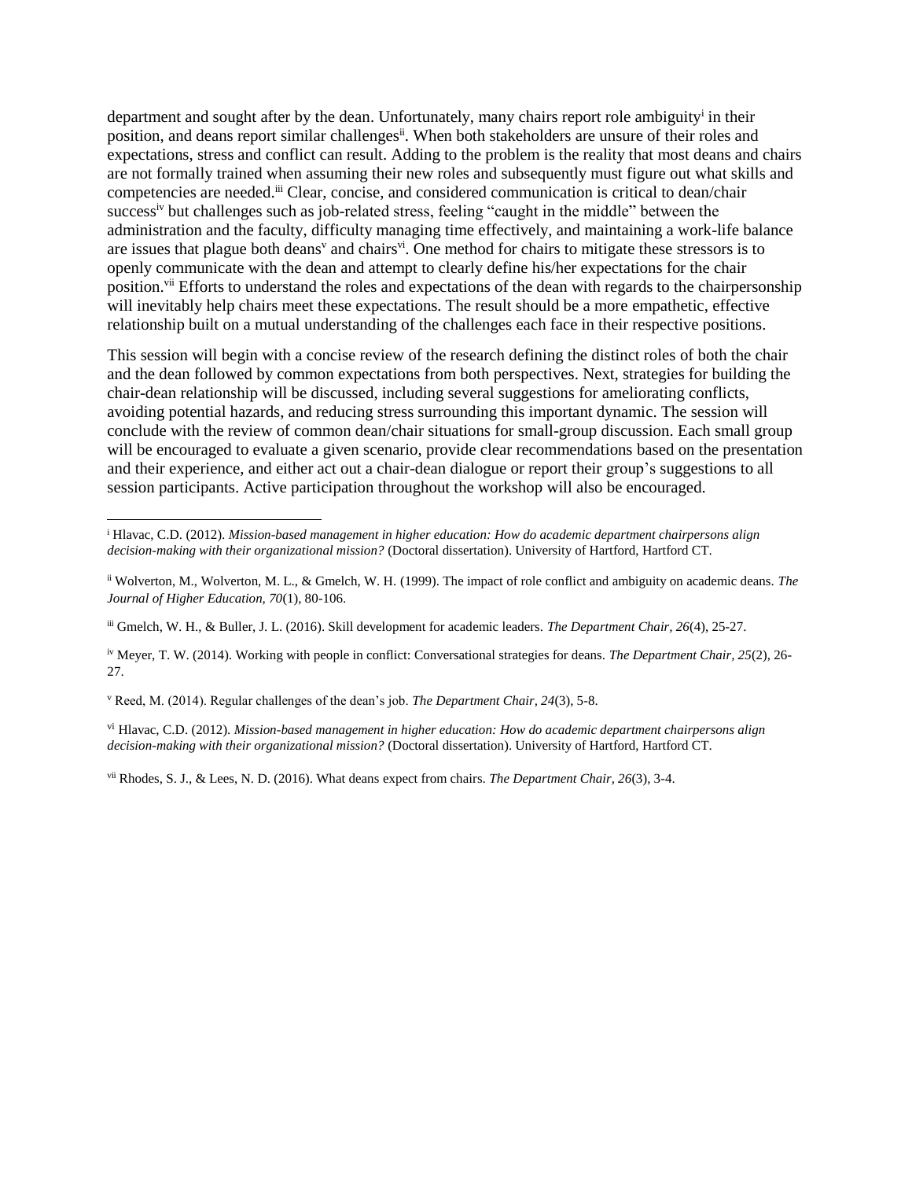department and sought after by the dean. Unfortunately, many chairs report role ambiguity[i] in their position, and deans report similar challenges[ii]. When both stakeholders are unsure of their roles and expectations, stress and conflict can result. Adding to the problem is the reality that most deans and chairs are not formally trained when assuming their new roles and subsequently must figure out what skills and competencies are needed.[iii] Clear, concise, and considered communication is critical to dean/chair success[iv] but challenges such as job-related stress, feeling "caught in the middle" between the administration and the faculty, difficulty managing time effectively, and maintaining a work-life balance are issues that plague both deans[v] and chairs[vi]. One method for chairs to mitigate these stressors is to openly communicate with the dean and attempt to clearly define his/her expectations for the chair position.[vii] Efforts to understand the roles and expectations of the dean with regards to the chairpersonship will inevitably help chairs meet these expectations. The result should be a more empathetic, effective relationship built on a mutual understanding of the challenges each face in their respective positions.

This session will begin with a concise review of the research defining the distinct roles of both the chair and the dean followed by common expectations from both perspectives. Next, strategies for building the chair-dean relationship will be discussed, including several suggestions for ameliorating conflicts, avoiding potential hazards, and reducing stress surrounding this important dynamic. The session will conclude with the review of common dean/chair situations for small-group discussion. Each small group will be encouraged to evaluate a given scenario, provide clear recommendations based on the presentation and their experience, and either act out a chair-dean dialogue or report their group's suggestions to all session participants. Active participation throughout the workshop will also be encouraged.

---

[i] Hlavac, C.D. (2012). *Mission-based management in higher education: How do academic department chairpersons align decision-making with their organizational mission?* (Doctoral dissertation). University of Hartford, Hartford CT.

[ii] Wolverton, M., Wolverton, M. L., & Gmelch, W. H. (1999). The impact of role conflict and ambiguity on academic deans. *The Journal of Higher Education, 70*(1), 80-106.

[iii] Gmelch, W. H., & Buller, J. L. (2016). Skill development for academic leaders. *The Department Chair, 26*(4), 25-27.

[iv] Meyer, T. W. (2014). Working with people in conflict: Conversational strategies for deans. *The Department Chair, 25*(2), 26-27.

[v] Reed, M. (2014). Regular challenges of the dean's job. *The Department Chair, 24*(3), 5-8.

[vi] Hlavac, C.D. (2012). *Mission-based management in higher education: How do academic department chairpersons align decision-making with their organizational mission?* (Doctoral dissertation). University of Hartford, Hartford CT.

[vii] Rhodes, S. J., & Lees, N. D. (2016). What deans expect from chairs. *The Department Chair, 26*(3), 3-4.